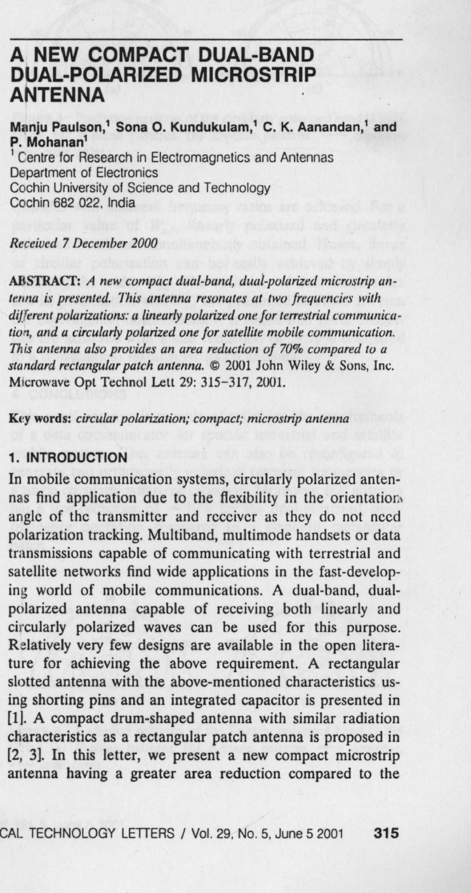# A NEW COMPACT DUAL-BAND DUAL-POLARIZED MICROSTRIP ANTENNA

**Manju Paulson,[1] Sona O. Kundukulam,[1] C. K. Aanandan,[1] and P. Mohanan[1]**

[1] Centre for Research in Electromagnetics and Antennas
Department of Electronics
Cochin University of Science and Technology
Cochin 682 022, India

*Received 7 December 2000*

**ABSTRACT:** *A new compact dual-band, dual-polarized microstrip antenna is presented. This antenna resonates at two frequencies with different polarizations: a linearly polarized one for terrestrial communication, and a circularly polarized one for satellite mobile communication. This antenna also provides an area reduction of 70% compared to a standard rectangular patch antenna.* © 2001 John Wiley & Sons, Inc. Microwave Opt Technol Lett 29: 315–317, 2001.

**Key words:** *circular polarization; compact; microstrip antenna*

## 1. INTRODUCTION

In mobile communication systems, circularly polarized antennas find application due to the flexibility in the orientation angle of the transmitter and receiver as they do not need polarization tracking. Multiband, multimode handsets or data transmissions capable of communicating with terrestrial and satellite networks find wide applications in the fast-developing world of mobile communications. A dual-band, dual-polarized antenna capable of receiving both linearly and circularly polarized waves can be used for this purpose. Relatively very few designs are available in the open literature for achieving the above requirement. A rectangular slotted antenna with the above-mentioned characteristics using shorting pins and an integrated capacitor is presented in [1]. A compact drum-shaped antenna with similar radiation characteristics as a rectangular patch antenna is proposed in [2, 3]. In this letter, we present a new compact microstrip antenna having a greater area reduction compared to the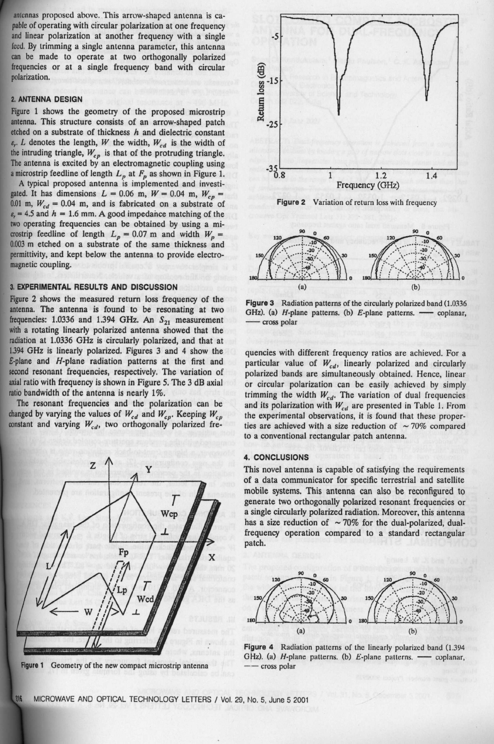antennas proposed above. This arrow-shaped antenna is capable of operating with circular polarization at one frequency and linear polarization at another frequency with a single feed. By trimming a single antenna parameter, this antenna can be made to operate at two orthogonally polarized frequencies or at a single frequency band with circular polarization.

## 2. ANTENNA DESIGN

Figure 1 shows the geometry of the proposed microstrip antenna. This structure consists of an arrow-shaped patch etched on a substrate of thickness $h$ and dielectric constant $\varepsilon_r$. $L$ denotes the length, $W$ the width, $W_{cd}$ is the width of the intruding triangle, $W_{cp}$ is that of the protruding triangle. The antenna is excited by an electromagnetic coupling using a microstrip feedline of length $L_p$ at $F_p$ as shown in Figure 1.

A typical proposed antenna is implemented and investigated. It has dimensions $L = 0.06$ m, $W = 0.04$ m, $W_{cp} = 0.01$ m, $W_{cd} = 0.04$ m, and is fabricated on a substrate of $\varepsilon_r = 4.5$ and $h = 1.6$ mm. A good impedance matching of the two operating frequencies can be obtained by using a microstrip feedline of length $L_p = 0.07$ m and width $W_p = 0.003$ m etched on a substrate of the same thickness and permittivity, and kept below the antenna to provide electromagnetic coupling.

Figure 1 Geometry of the new compact microstrip antenna

## 3. EXPERIMENTAL RESULTS AND DISCUSSION

Figure 2 shows the measured return loss frequency of the antenna. The antenna is found to be resonating at two frequencies: 1.0336 and 1.394 GHz. An $S_{21}$ measurement with a rotating linearly polarized antenna showed that the radiation at 1.0336 GHz is circularly polarized, and that at 1.394 GHz is linearly polarized. Figures 3 and 4 show the $E$-plane and $H$-plane radiation patterns at the first and second resonant frequencies, respectively. The variation of axial ratio with frequency is shown in Figure 5. The 3 dB axial ratio bandwidth of the antenna is nearly 1%.

The resonant frequencies and the polarization can be changed by varying the values of $W_{cd}$ and $W_{cp}$. Keeping $W_{cp}$ constant and varying $W_{cd}$, two orthogonally polarized frequencies with different frequency ratios are achieved. For a particular value of $W_{cd}$, linearly polarized and circularly polarized bands are simultaneously obtained. Hence, linear or circular polarization can be easily achieved by simply trimming the width $W_{cd}$. The variation of dual frequencies and its polarization with $W_{cd}$ are presented in Table 1. From the experimental observations, it is found that these properties are achieved with a size reduction of $\sim 70\%$ compared to a conventional rectangular patch antenna.

Figure 2 Variation of return loss with frequency

Figure 3 Radiation patterns of the circularly polarized band (1.0336 GHz). (a) $H$-plane patterns. (b) $E$-plane patterns. —— coplanar, – – – cross polar

Figure 4 Radiation patterns of the linearly polarized band (1.394 GHz). (a) $H$-plane patterns. (b) $E$-plane patterns. —— coplanar, – – – cross polar

## 4. CONCLUSIONS

This novel antenna is capable of satisfying the requirements of a data communicator for specific terrestrial and satellite mobile systems. This antenna can also be reconfigured to generate two orthogonally polarized resonant frequencies or a single circularly polarized radiation. Moreover, this antenna has a size reduction of $\sim 70\%$ for the dual-polarized, dual-frequency operation compared to a standard rectangular patch.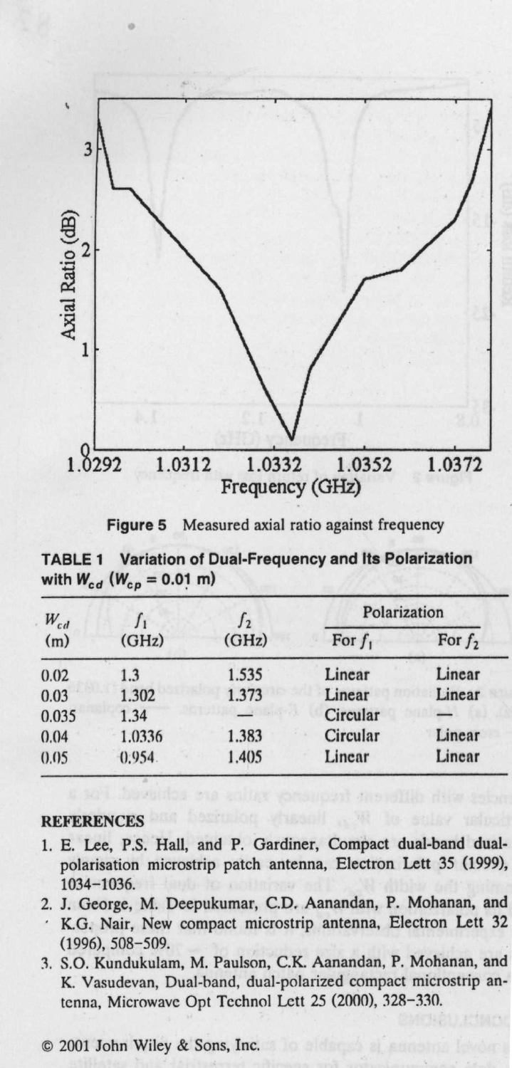3

2

1

0

1.0292 1.0312 1.0332 1.0352 1.0372

Axial Ratio (dB)

Frequency (GHz)

**Figure 5** Measured axial ratio against frequency

**TABLE 1 Variation of Dual-Frequency and Its Polarization with $W_{cd}$ ($W_{cp}$ = 0.01 m)**

| $W_{cd}$ (m) | $f_1$ (GHz) | $f_2$ (GHz) | Polarization For $f_1$ | Polarization For $f_2$ |
|---|---|---|---|---|
| 0.02 | 1.3 | 1.535 | Linear | Linear |
| 0.03 | 1.302 | 1.373 | Linear | Linear |
| 0.035 | 1.34 | | Circular | |
| 0.04 | 1.0336 | 1.383 | Circular | Linear |
| 0.05 | 0.954 | 1.405 | Linear | Linear |

## REFERENCES

1. E. Lee, P.S. Hall, and P. Gardiner, Compact dual-band dual-polarisation microstrip patch antenna, Electron Lett 35 (1999), 1034–1036.
2. J. George, M. Deepukumar, C.D. Aanandan, P. Mohanan, and K.G. Nair, New compact microstrip antenna, Electron Lett 32 (1996), 508–509.
3. S.O. Kundukulam, M. Paulson, C.K. Aanandan, P. Mohanan, and K. Vasudevan, Dual-band, dual-polarized compact microstrip antenna, Microwave Opt Technol Lett 25 (2000), 328–330.

© 2001 John Wiley & Sons, Inc.